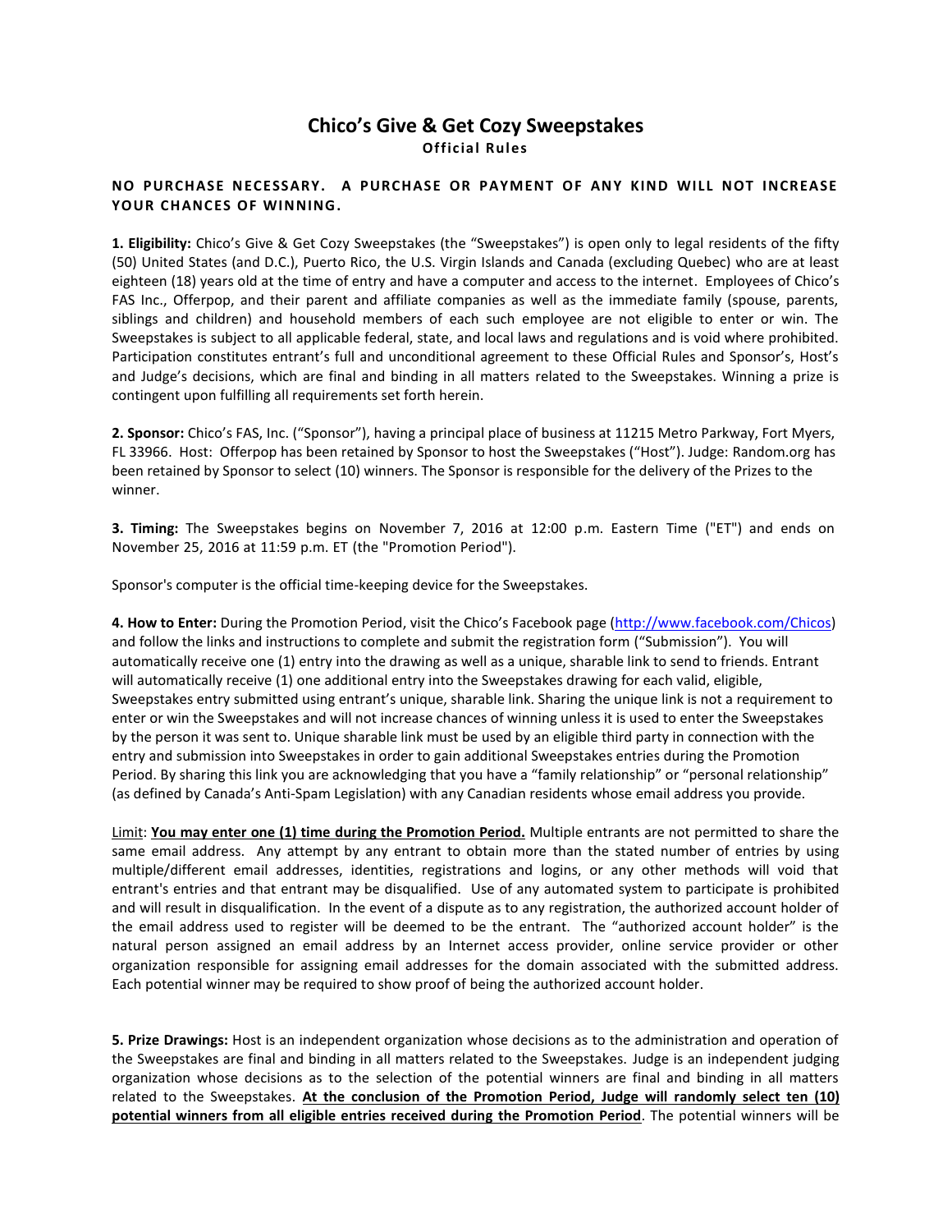# Chico's Give & Get Cozy Sweepstakes

**Official Rules**

**NO PURCHASE NECESSARY. A PURCHASE OR PAYMENT OF ANY KIND WILL NOT INCREASE YOUR CHANCES OF WINNING.**

**1. Eligibility:** Chico's Give & Get Cozy Sweepstakes (the "Sweepstakes") is open only to legal residents of the fifty (50) United States (and D.C.), Puerto Rico, the U.S. Virgin Islands and Canada (excluding Quebec) who are at least eighteen (18) years old at the time of entry and have a computer and access to the internet. Employees of Chico's FAS Inc., Offerpop, and their parent and affiliate companies as well as the immediate family (spouse, parents, siblings and children) and household members of each such employee are not eligible to enter or win. The Sweepstakes is subject to all applicable federal, state, and local laws and regulations and is void where prohibited. Participation constitutes entrant's full and unconditional agreement to these Official Rules and Sponsor's, Host's and Judge's decisions, which are final and binding in all matters related to the Sweepstakes. Winning a prize is contingent upon fulfilling all requirements set forth herein.

**2. Sponsor:** Chico's FAS, Inc. ("Sponsor"), having a principal place of business at 11215 Metro Parkway, Fort Myers, FL 33966. Host: Offerpop has been retained by Sponsor to host the Sweepstakes ("Host"). Judge: Random.org has been retained by Sponsor to select (10) winners. The Sponsor is responsible for the delivery of the Prizes to the winner.

**3. Timing:** The Sweepstakes begins on November 7, 2016 at 12:00 p.m. Eastern Time ("ET") and ends on November 25, 2016 at 11:59 p.m. ET (the "Promotion Period").

Sponsor's computer is the official time-keeping device for the Sweepstakes.

**4. How to Enter:** During the Promotion Period, visit the Chico's Facebook page (http://www.facebook.com/Chicos) and follow the links and instructions to complete and submit the registration form ("Submission"). You will automatically receive one (1) entry into the drawing as well as a unique, sharable link to send to friends. Entrant will automatically receive (1) one additional entry into the Sweepstakes drawing for each valid, eligible, Sweepstakes entry submitted using entrant's unique, sharable link. Sharing the unique link is not a requirement to enter or win the Sweepstakes and will not increase chances of winning unless it is used to enter the Sweepstakes by the person it was sent to. Unique sharable link must be used by an eligible third party in connection with the entry and submission into Sweepstakes in order to gain additional Sweepstakes entries during the Promotion Period. By sharing this link you are acknowledging that you have a "family relationship" or "personal relationship" (as defined by Canada's Anti-Spam Legislation) with any Canadian residents whose email address you provide.

Limit: **You may enter one (1) time during the Promotion Period.** Multiple entrants are not permitted to share the same email address. Any attempt by any entrant to obtain more than the stated number of entries by using multiple/different email addresses, identities, registrations and logins, or any other methods will void that entrant's entries and that entrant may be disqualified. Use of any automated system to participate is prohibited and will result in disqualification. In the event of a dispute as to any registration, the authorized account holder of the email address used to register will be deemed to be the entrant. The "authorized account holder" is the natural person assigned an email address by an Internet access provider, online service provider or other organization responsible for assigning email addresses for the domain associated with the submitted address. Each potential winner may be required to show proof of being the authorized account holder.

**5. Prize Drawings:** Host is an independent organization whose decisions as to the administration and operation of the Sweepstakes are final and binding in all matters related to the Sweepstakes. Judge is an independent judging organization whose decisions as to the selection of the potential winners are final and binding in all matters related to the Sweepstakes. **At the conclusion of the Promotion Period, Judge will randomly select ten (10) potential winners from all eligible entries received during the Promotion Period**. The potential winners will be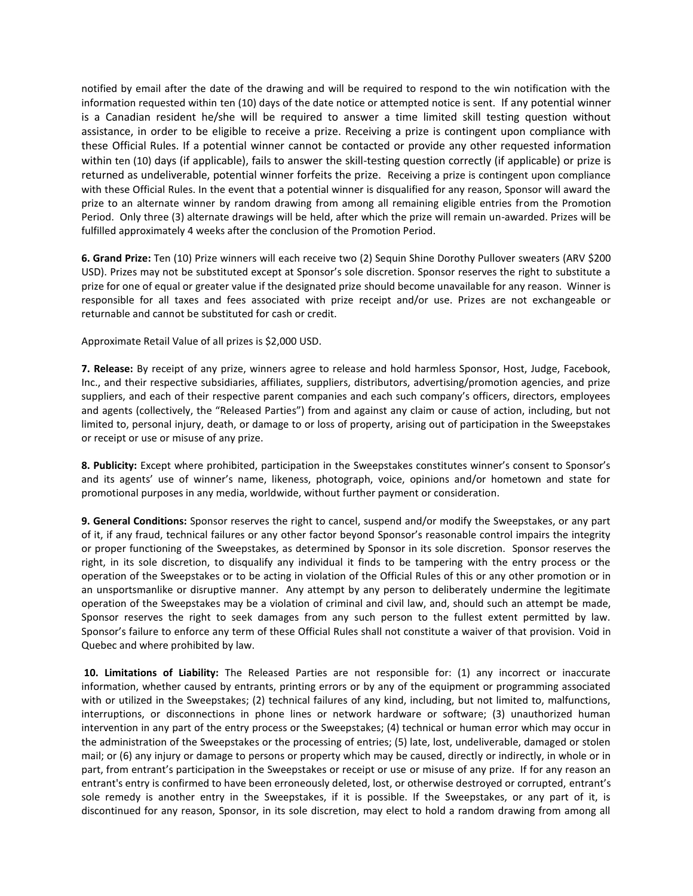notified by email after the date of the drawing and will be required to respond to the win notification with the information requested within ten (10) days of the date notice or attempted notice is sent. If any potential winner is a Canadian resident he/she will be required to answer a time limited skill testing question without assistance, in order to be eligible to receive a prize. Receiving a prize is contingent upon compliance with these Official Rules. If a potential winner cannot be contacted or provide any other requested information within ten (10) days (if applicable), fails to answer the skill-testing question correctly (if applicable) or prize is returned as undeliverable, potential winner forfeits the prize. Receiving a prize is contingent upon compliance with these Official Rules. In the event that a potential winner is disqualified for any reason, Sponsor will award the prize to an alternate winner by random drawing from among all remaining eligible entries from the Promotion Period. Only three (3) alternate drawings will be held, after which the prize will remain un-awarded. Prizes will be fulfilled approximately 4 weeks after the conclusion of the Promotion Period.

**6. Grand Prize:** Ten (10) Prize winners will each receive two (2) Sequin Shine Dorothy Pullover sweaters (ARV $200 USD). Prizes may not be substituted except at Sponsor's sole discretion. Sponsor reserves the right to substitute a prize for one of equal or greater value if the designated prize should become unavailable for any reason. Winner is responsible for all taxes and fees associated with prize receipt and/or use. Prizes are not exchangeable or returnable and cannot be substituted for cash or credit.

Approximate Retail Value of all prizes is $2,000 USD.

**7. Release:** By receipt of any prize, winners agree to release and hold harmless Sponsor, Host, Judge, Facebook, Inc., and their respective subsidiaries, affiliates, suppliers, distributors, advertising/promotion agencies, and prize suppliers, and each of their respective parent companies and each such company's officers, directors, employees and agents (collectively, the "Released Parties") from and against any claim or cause of action, including, but not limited to, personal injury, death, or damage to or loss of property, arising out of participation in the Sweepstakes or receipt or use or misuse of any prize.

**8. Publicity:** Except where prohibited, participation in the Sweepstakes constitutes winner's consent to Sponsor's and its agents' use of winner's name, likeness, photograph, voice, opinions and/or hometown and state for promotional purposes in any media, worldwide, without further payment or consideration.

**9. General Conditions:** Sponsor reserves the right to cancel, suspend and/or modify the Sweepstakes, or any part of it, if any fraud, technical failures or any other factor beyond Sponsor's reasonable control impairs the integrity or proper functioning of the Sweepstakes, as determined by Sponsor in its sole discretion. Sponsor reserves the right, in its sole discretion, to disqualify any individual it finds to be tampering with the entry process or the operation of the Sweepstakes or to be acting in violation of the Official Rules of this or any other promotion or in an unsportsmanlike or disruptive manner. Any attempt by any person to deliberately undermine the legitimate operation of the Sweepstakes may be a violation of criminal and civil law, and, should such an attempt be made, Sponsor reserves the right to seek damages from any such person to the fullest extent permitted by law. Sponsor's failure to enforce any term of these Official Rules shall not constitute a waiver of that provision. Void in Quebec and where prohibited by law.

**10. Limitations of Liability:** The Released Parties are not responsible for: (1) any incorrect or inaccurate information, whether caused by entrants, printing errors or by any of the equipment or programming associated with or utilized in the Sweepstakes; (2) technical failures of any kind, including, but not limited to, malfunctions, interruptions, or disconnections in phone lines or network hardware or software; (3) unauthorized human intervention in any part of the entry process or the Sweepstakes; (4) technical or human error which may occur in the administration of the Sweepstakes or the processing of entries; (5) late, lost, undeliverable, damaged or stolen mail; or (6) any injury or damage to persons or property which may be caused, directly or indirectly, in whole or in part, from entrant's participation in the Sweepstakes or receipt or use or misuse of any prize. If for any reason an entrant's entry is confirmed to have been erroneously deleted, lost, or otherwise destroyed or corrupted, entrant's sole remedy is another entry in the Sweepstakes, if it is possible. If the Sweepstakes, or any part of it, is discontinued for any reason, Sponsor, in its sole discretion, may elect to hold a random drawing from among all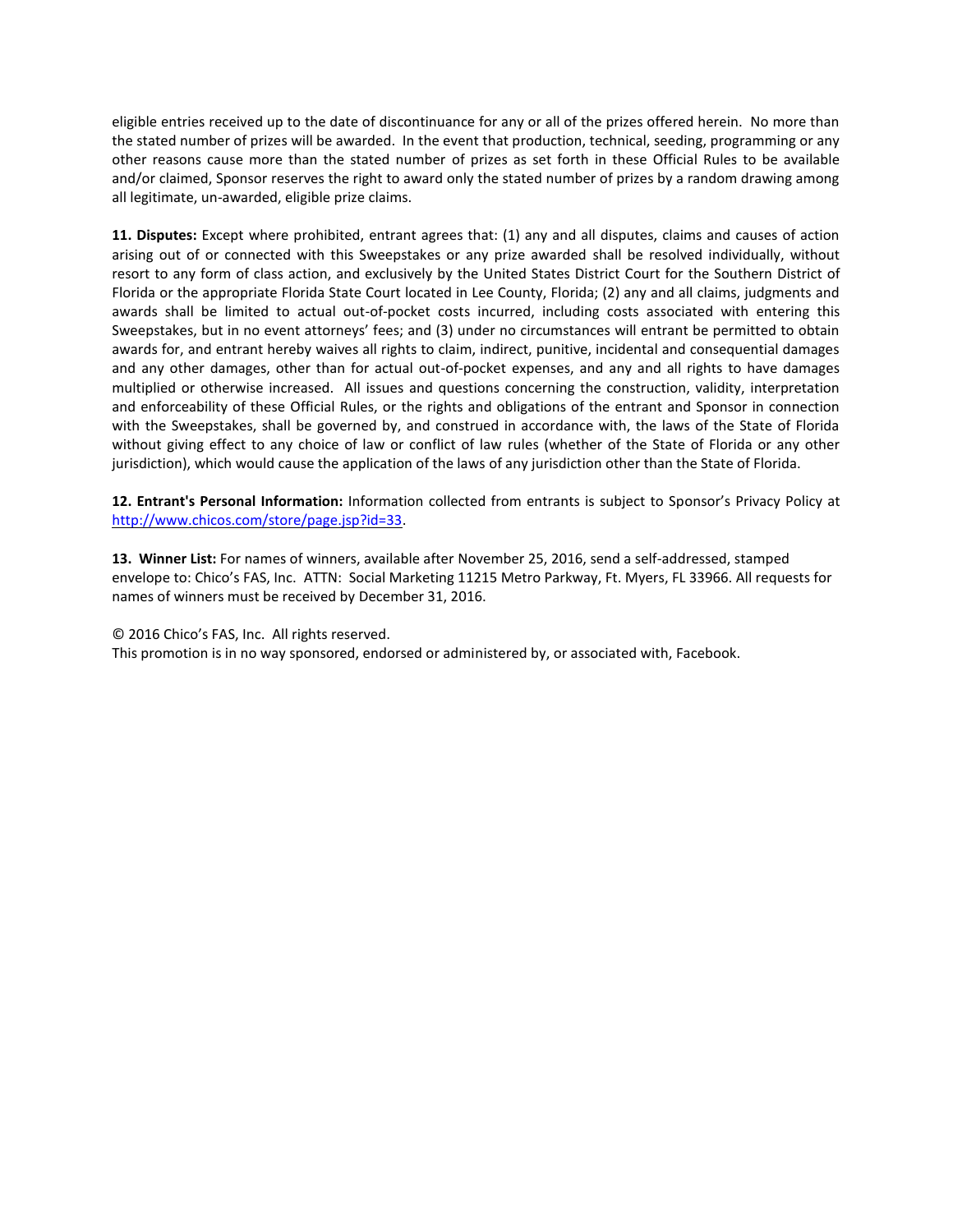eligible entries received up to the date of discontinuance for any or all of the prizes offered herein. No more than the stated number of prizes will be awarded. In the event that production, technical, seeding, programming or any other reasons cause more than the stated number of prizes as set forth in these Official Rules to be available and/or claimed, Sponsor reserves the right to award only the stated number of prizes by a random drawing among all legitimate, un-awarded, eligible prize claims.

**11. Disputes:** Except where prohibited, entrant agrees that: (1) any and all disputes, claims and causes of action arising out of or connected with this Sweepstakes or any prize awarded shall be resolved individually, without resort to any form of class action, and exclusively by the United States District Court for the Southern District of Florida or the appropriate Florida State Court located in Lee County, Florida; (2) any and all claims, judgments and awards shall be limited to actual out-of-pocket costs incurred, including costs associated with entering this Sweepstakes, but in no event attorneys' fees; and (3) under no circumstances will entrant be permitted to obtain awards for, and entrant hereby waives all rights to claim, indirect, punitive, incidental and consequential damages and any other damages, other than for actual out-of-pocket expenses, and any and all rights to have damages multiplied or otherwise increased. All issues and questions concerning the construction, validity, interpretation and enforceability of these Official Rules, or the rights and obligations of the entrant and Sponsor in connection with the Sweepstakes, shall be governed by, and construed in accordance with, the laws of the State of Florida without giving effect to any choice of law or conflict of law rules (whether of the State of Florida or any other jurisdiction), which would cause the application of the laws of any jurisdiction other than the State of Florida.

**12. Entrant's Personal Information:** Information collected from entrants is subject to Sponsor's Privacy Policy at http://www.chicos.com/store/page.jsp?id=33.

**13. Winner List:** For names of winners, available after November 25, 2016, send a self-addressed, stamped envelope to: Chico's FAS, Inc. ATTN: Social Marketing 11215 Metro Parkway, Ft. Myers, FL 33966. All requests for names of winners must be received by December 31, 2016.

© 2016 Chico's FAS, Inc. All rights reserved.
This promotion is in no way sponsored, endorsed or administered by, or associated with, Facebook.